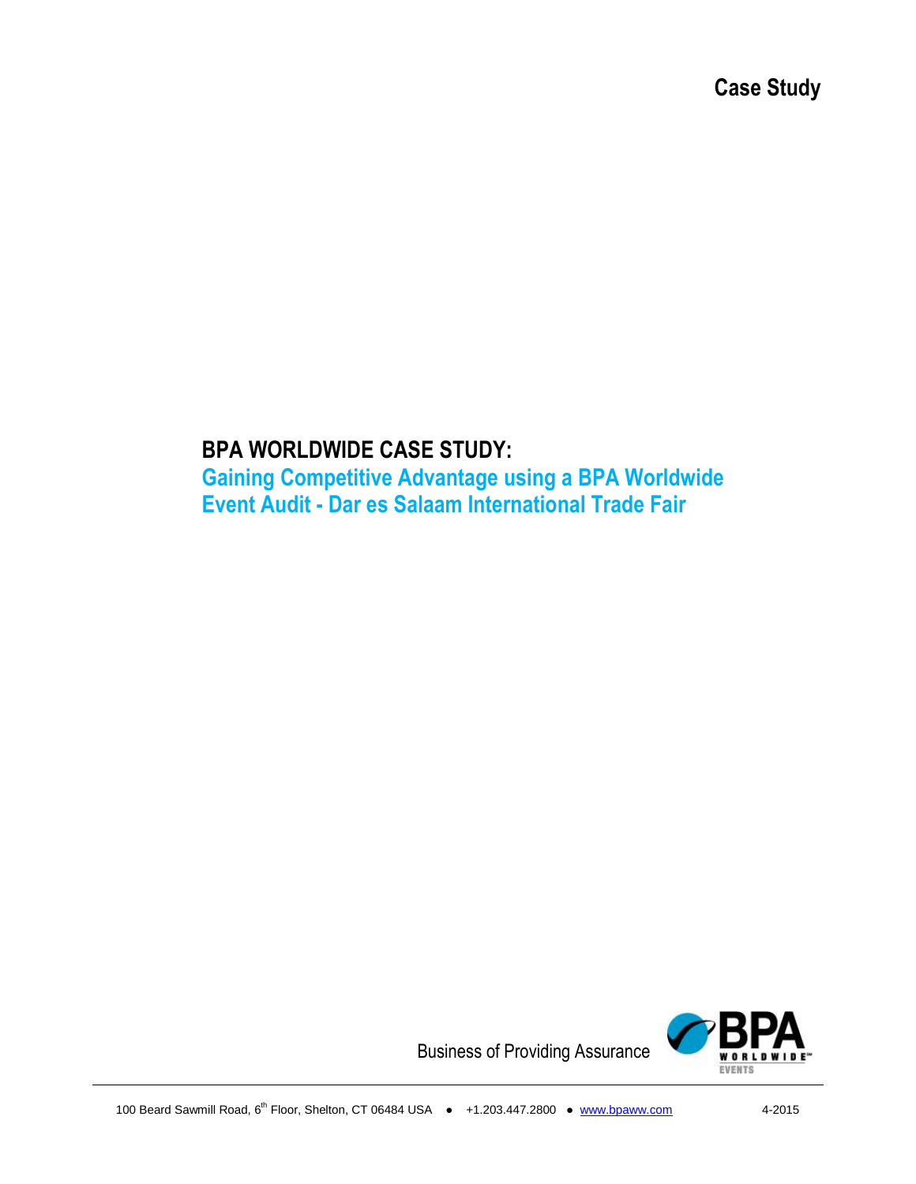Case Study

# BPA WORLDWIDE CASE STUDY:

## Gaining Competitive Advantage using a BPA Worldwide Event Audit - Dar es Salaam International Trade Fair

Business of Providing Assurance

100 Beard Sawmill Road, 6th Floor, Shelton, CT 06484 USA ● +1.203.447.2800 ● www.bpaww.com 4-2015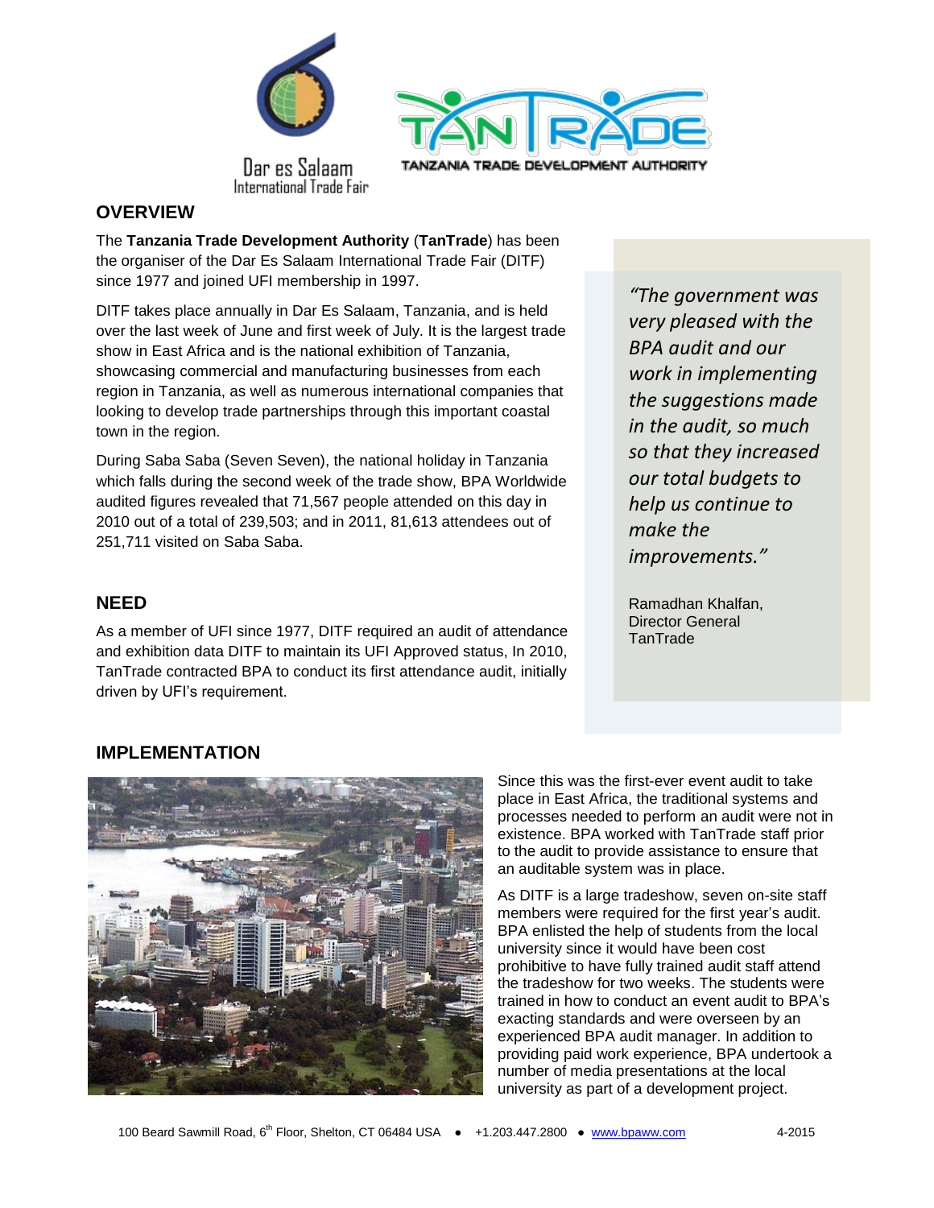Dar es Salaam International Trade Fair

TANZANIA TRADE DEVELOPMENT AUTHORITY

## OVERVIEW

The **Tanzania Trade Development Authority** (**TanTrade**) has been the organiser of the Dar Es Salaam International Trade Fair (DITF) since 1977 and joined UFI membership in 1997.

DITF takes place annually in Dar Es Salaam, Tanzania, and is held over the last week of June and first week of July. It is the largest trade show in East Africa and is the national exhibition of Tanzania, showcasing commercial and manufacturing businesses from each region in Tanzania, as well as numerous international companies that looking to develop trade partnerships through this important coastal town in the region.

During Saba Saba (Seven Seven), the national holiday in Tanzania which falls during the second week of the trade show, BPA Worldwide audited figures revealed that 71,567 people attended on this day in 2010 out of a total of 239,503; and in 2011, 81,613 attendees out of 251,711 visited on Saba Saba.

> *"The government was very pleased with the BPA audit and our work in implementing the suggestions made in the audit, so much so that they increased our total budgets to help us continue to make the improvements."*
>
> Ramadhan Khalfan,
> Director General
> TanTrade

## NEED

As a member of UFI since 1977, DITF required an audit of attendance and exhibition data DITF to maintain its UFI Approved status, In 2010, TanTrade contracted BPA to conduct its first attendance audit, initially driven by UFI's requirement.

## IMPLEMENTATION

Since this was the first-ever event audit to take place in East Africa, the traditional systems and processes needed to perform an audit were not in existence. BPA worked with TanTrade staff prior to the audit to provide assistance to ensure that an auditable system was in place.

As DITF is a large tradeshow, seven on-site staff members were required for the first year's audit. BPA enlisted the help of students from the local university since it would have been cost prohibitive to have fully trained audit staff attend the tradeshow for two weeks. The students were trained in how to conduct an event audit to BPA's exacting standards and were overseen by an experienced BPA audit manager. In addition to providing paid work experience, BPA undertook a number of media presentations at the local university as part of a development project.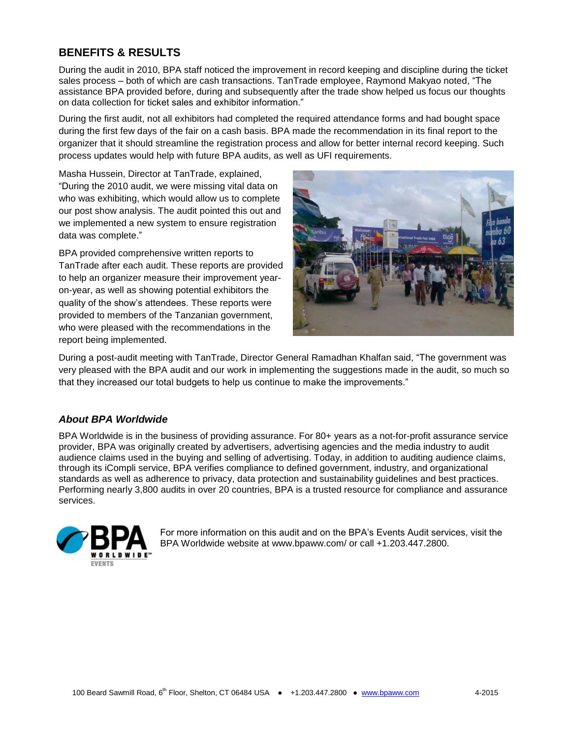## BENEFITS & RESULTS

During the audit in 2010, BPA staff noticed the improvement in record keeping and discipline during the ticket sales process – both of which are cash transactions. TanTrade employee, Raymond Makyao noted, "The assistance BPA provided before, during and subsequently after the trade show helped us focus our thoughts on data collection for ticket sales and exhibitor information."

During the first audit, not all exhibitors had completed the required attendance forms and had bought space during the first few days of the fair on a cash basis. BPA made the recommendation in its final report to the organizer that it should streamline the registration process and allow for better internal record keeping. Such process updates would help with future BPA audits, as well as UFI requirements.

Masha Hussein, Director at TanTrade, explained, "During the 2010 audit, we were missing vital data on who was exhibiting, which would allow us to complete our post show analysis. The audit pointed this out and we implemented a new system to ensure registration data was complete."

BPA provided comprehensive written reports to TanTrade after each audit. These reports are provided to help an organizer measure their improvement year-on-year, as well as showing potential exhibitors the quality of the show's attendees. These reports were provided to members of the Tanzanian government, who were pleased with the recommendations in the report being implemented.

During a post-audit meeting with TanTrade, Director General Ramadhan Khalfan said, "The government was very pleased with the BPA audit and our work in implementing the suggestions made in the audit, so much so that they increased our total budgets to help us continue to make the improvements."

### *About BPA Worldwide*

BPA Worldwide is in the business of providing assurance. For 80+ years as a not-for-profit assurance service provider, BPA was originally created by advertisers, advertising agencies and the media industry to audit audience claims used in the buying and selling of advertising. Today, in addition to auditing audience claims, through its iCompli service, BPA verifies compliance to defined government, industry, and organizational standards as well as adherence to privacy, data protection and sustainability guidelines and best practices. Performing nearly 3,800 audits in over 20 countries, BPA is a trusted resource for compliance and assurance services.

For more information on this audit and on the BPA's Events Audit services, visit the BPA Worldwide website at www.bpaww.com/ or call +1.203.447.2800.

100 Beard Sawmill Road, 6th Floor, Shelton, CT 06484 USA ● +1.203.447.2800 ● www.bpaww.com 4-2015